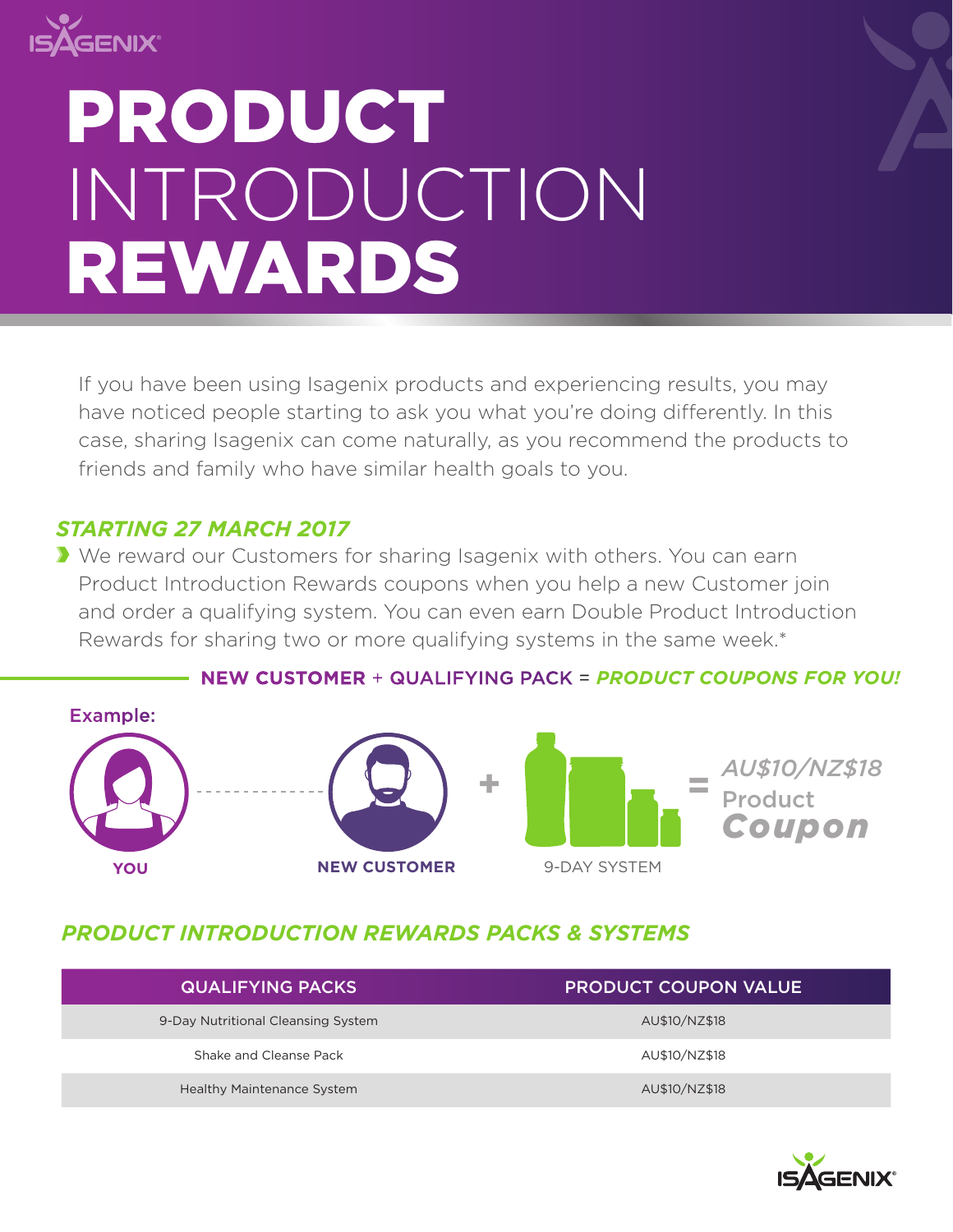# PRODUCT INTRODUCTION REWARDS

If you have been using Isagenix products and experiencing results, you may have noticed people starting to ask you what you're doing differently. In this case, sharing Isagenix can come naturally, as you recommend the products to friends and family who have similar health goals to you.

## STARTING 27 MARCH 2017

- We reward our Customers for sharing Isagenix with others. You can earn Product Introduction Rewards coupons when you help a new Customer join and order a qualifying system. You can even earn Double Product Introduction Rewards for sharing two or more qualifying systems in the same week.*

**NEW CUSTOMER + QUALIFYING PACK = *PRODUCT COUPONS FOR YOU!***

Example:

YOU — NEW CUSTOMER + 9-DAY SYSTEM = *AU$10/NZ$18* Product **Coupon**

## PRODUCT INTRODUCTION REWARDS PACKS & SYSTEMS

| QUALIFYING PACKS | PRODUCT COUPON VALUE |
|---|---|
| 9-Day Nutritional Cleansing System | AU$10/NZ$18 |
| Shake and Cleanse Pack | AU$10/NZ$18 |
| Healthy Maintenance System | AU$10/NZ$18 |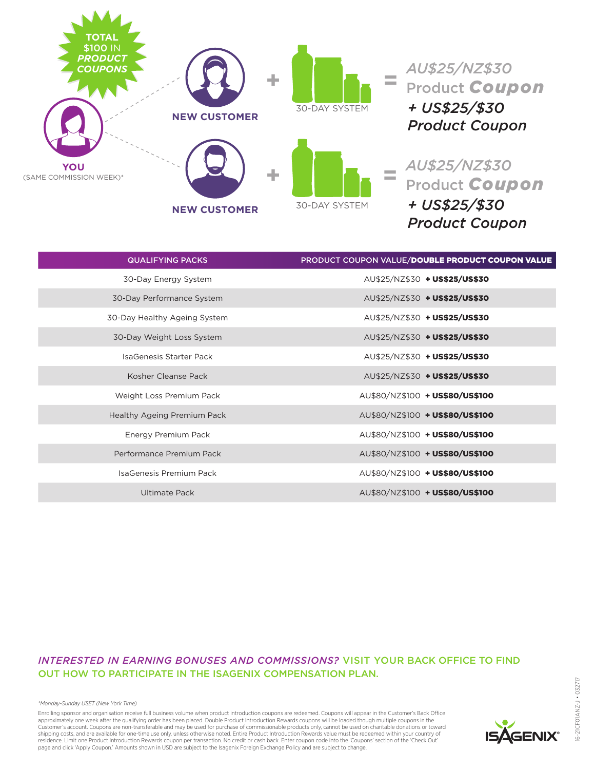**TOTAL $100 IN *PRODUCT COUPONS***

**YOU**
(SAME COMMISSION WEEK)*

**NEW CUSTOMER** + 30-DAY SYSTEM = *AU$25/NZ$30* Product **Coupon** ***+ US$25/$30 Product Coupon***

**NEW CUSTOMER** + 30-DAY SYSTEM = *AU$25/NZ$30* Product **Coupon** ***+ US$25/$30 Product Coupon***

| QUALIFYING PACKS | PRODUCT COUPON VALUE/**DOUBLE PRODUCT COUPON VALUE** |
|---|---|
| 30-Day Energy System | AU$25/NZ$30 **+ US$25/US$30** |
| 30-Day Performance System | AU$25/NZ$30 **+ US$25/US$30** |
| 30-Day Healthy Ageing System | AU$25/NZ$30 **+ US$25/US$30** |
| 30-Day Weight Loss System | AU$25/NZ$30 **+ US$25/US$30** |
| IsaGenesis Starter Pack | AU$25/NZ$30 **+ US$25/US$30** |
| Kosher Cleanse Pack | AU$25/NZ$30 **+ US$25/US$30** |
| Weight Loss Premium Pack | AU$80/NZ$100 **+ US$80/US$100** |
| Healthy Ageing Premium Pack | AU$80/NZ$100 **+ US$80/US$100** |
| Energy Premium Pack | AU$80/NZ$100 **+ US$80/US$100** |
| Performance Premium Pack | AU$80/NZ$100 **+ US$80/US$100** |
| IsaGenesis Premium Pack | AU$80/NZ$100 **+ US$80/US$100** |
| Ultimate Pack | AU$80/NZ$100 **+ US$80/US$100** |

*INTERESTED IN EARNING BONUSES AND COMMISSIONS?* VISIT YOUR BACK OFFICE TO FIND OUT HOW TO PARTICIPATE IN THE ISAGENIX COMPENSATION PLAN.

*Monday-Sunday USET (New York Time)*

Enrolling sponsor and organisation receive full business volume when product introduction coupons are redeemed. Coupons will appear in the Customer's Back Office approximately one week after the qualifying order has been placed. Double Product Introduction Rewards coupons will be loaded though multiple coupons in the Customer's account. Coupons are non-transferable and may be used for purchase of commissionable products only, cannot be used on charitable donations or toward shipping costs, and are available for one-time use only, unless otherwise noted. Entire Product Introduction Rewards value must be redeemed within your country of residence. Limit one Product Introduction Rewards coupon per transaction. No credit or cash back. Enter coupon code into the 'Coupons' section of the 'Check Out' page and click 'Apply Coupon.' Amounts shown in USD are subject to the Isagenix Foreign Exchange Policy and are subject to change.

ISAGENIX®

16-21CF01ANZ-J • 032717